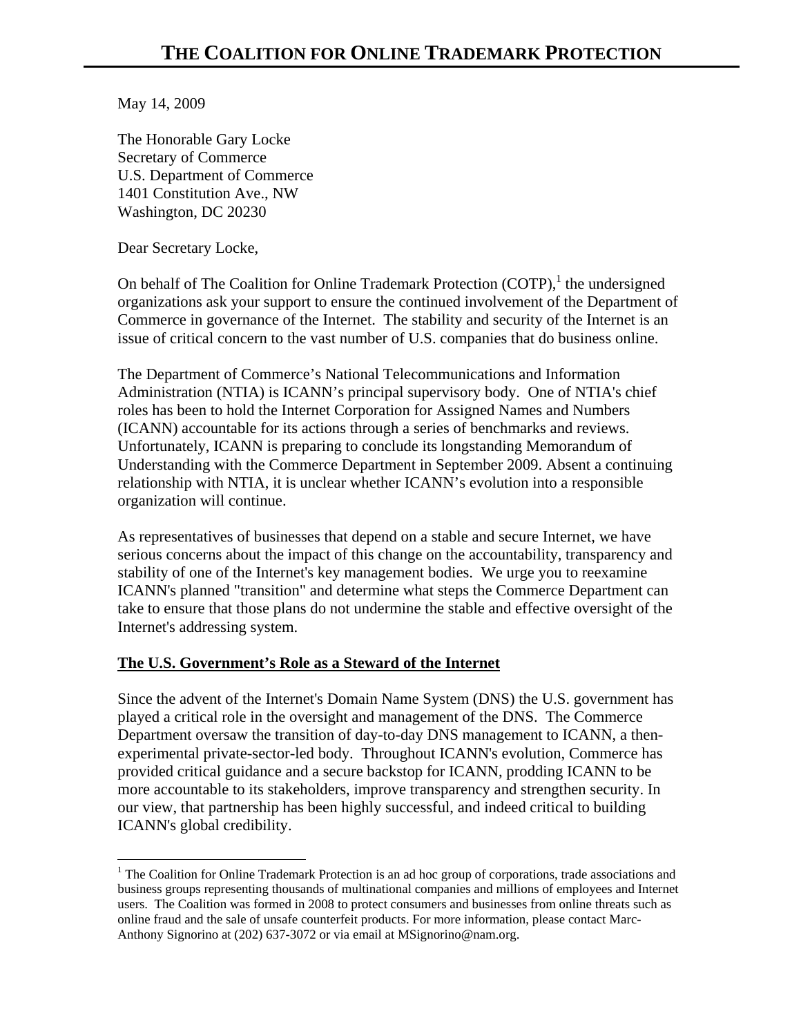# THE COALITION FOR ONLINE TRADEMARK PROTECTION

May 14, 2009

The Honorable Gary Locke
Secretary of Commerce
U.S. Department of Commerce
1401 Constitution Ave., NW
Washington, DC 20230

Dear Secretary Locke,

On behalf of The Coalition for Online Trademark Protection (COTP),[1] the undersigned organizations ask your support to ensure the continued involvement of the Department of Commerce in governance of the Internet. The stability and security of the Internet is an issue of critical concern to the vast number of U.S. companies that do business online.

The Department of Commerce's National Telecommunications and Information Administration (NTIA) is ICANN's principal supervisory body. One of NTIA's chief roles has been to hold the Internet Corporation for Assigned Names and Numbers (ICANN) accountable for its actions through a series of benchmarks and reviews. Unfortunately, ICANN is preparing to conclude its longstanding Memorandum of Understanding with the Commerce Department in September 2009. Absent a continuing relationship with NTIA, it is unclear whether ICANN's evolution into a responsible organization will continue.

As representatives of businesses that depend on a stable and secure Internet, we have serious concerns about the impact of this change on the accountability, transparency and stability of one of the Internet's key management bodies. We urge you to reexamine ICANN's planned "transition" and determine what steps the Commerce Department can take to ensure that those plans do not undermine the stable and effective oversight of the Internet's addressing system.

## The U.S. Government's Role as a Steward of the Internet

Since the advent of the Internet's Domain Name System (DNS) the U.S. government has played a critical role in the oversight and management of the DNS. The Commerce Department oversaw the transition of day-to-day DNS management to ICANN, a then-experimental private-sector-led body. Throughout ICANN's evolution, Commerce has provided critical guidance and a secure backstop for ICANN, prodding ICANN to be more accountable to its stakeholders, improve transparency and strengthen security. In our view, that partnership has been highly successful, and indeed critical to building ICANN's global credibility.

---

[1] The Coalition for Online Trademark Protection is an ad hoc group of corporations, trade associations and business groups representing thousands of multinational companies and millions of employees and Internet users. The Coalition was formed in 2008 to protect consumers and businesses from online threats such as online fraud and the sale of unsafe counterfeit products. For more information, please contact Marc-Anthony Signorino at (202) 637-3072 or via email at MSignorino@nam.org.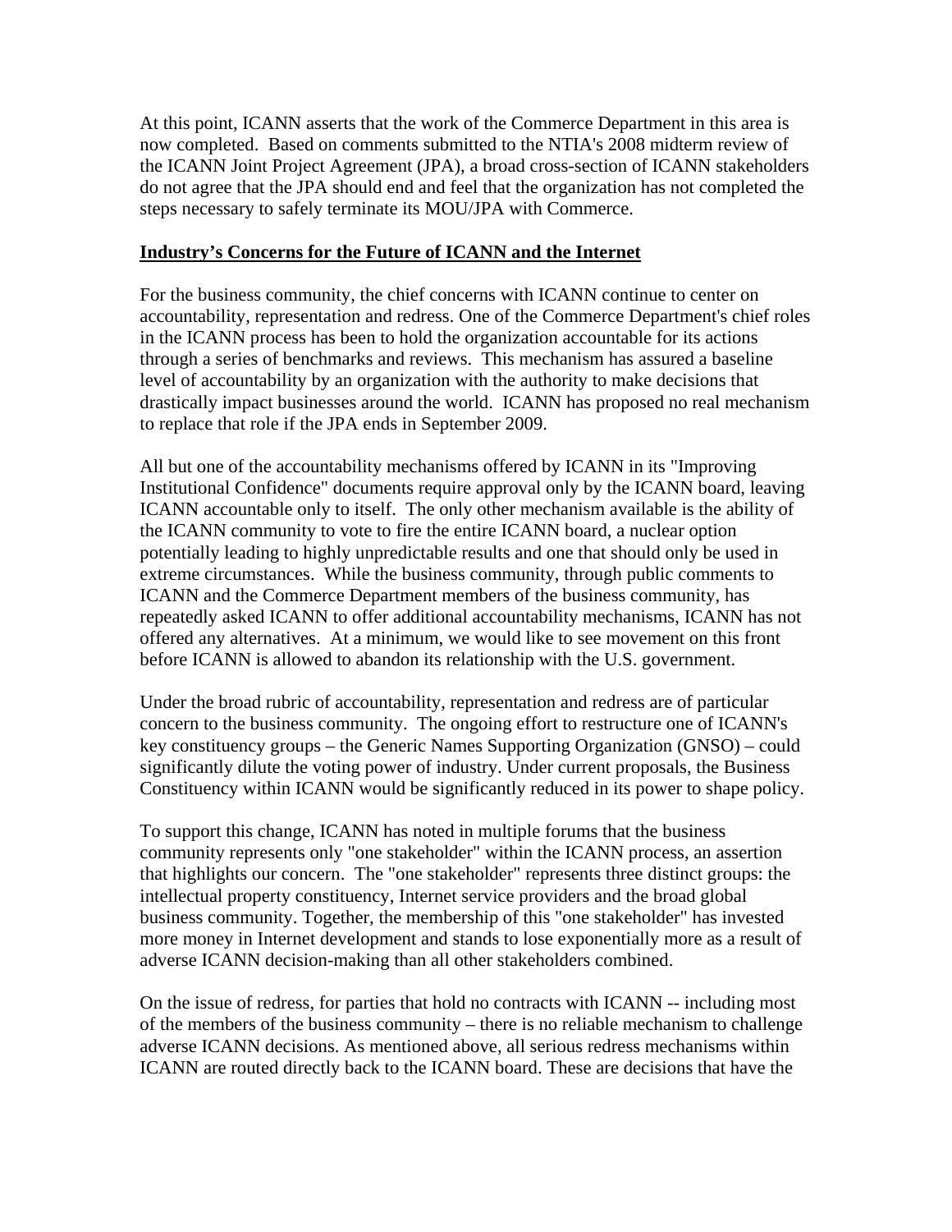At this point, ICANN asserts that the work of the Commerce Department in this area is now completed. Based on comments submitted to the NTIA's 2008 midterm review of the ICANN Joint Project Agreement (JPA), a broad cross-section of ICANN stakeholders do not agree that the JPA should end and feel that the organization has not completed the steps necessary to safely terminate its MOU/JPA with Commerce.

**Industry's Concerns for the Future of ICANN and the Internet**

For the business community, the chief concerns with ICANN continue to center on accountability, representation and redress. One of the Commerce Department's chief roles in the ICANN process has been to hold the organization accountable for its actions through a series of benchmarks and reviews. This mechanism has assured a baseline level of accountability by an organization with the authority to make decisions that drastically impact businesses around the world. ICANN has proposed no real mechanism to replace that role if the JPA ends in September 2009.

All but one of the accountability mechanisms offered by ICANN in its "Improving Institutional Confidence" documents require approval only by the ICANN board, leaving ICANN accountable only to itself. The only other mechanism available is the ability of the ICANN community to vote to fire the entire ICANN board, a nuclear option potentially leading to highly unpredictable results and one that should only be used in extreme circumstances. While the business community, through public comments to ICANN and the Commerce Department members of the business community, has repeatedly asked ICANN to offer additional accountability mechanisms, ICANN has not offered any alternatives. At a minimum, we would like to see movement on this front before ICANN is allowed to abandon its relationship with the U.S. government.

Under the broad rubric of accountability, representation and redress are of particular concern to the business community. The ongoing effort to restructure one of ICANN's key constituency groups – the Generic Names Supporting Organization (GNSO) – could significantly dilute the voting power of industry. Under current proposals, the Business Constituency within ICANN would be significantly reduced in its power to shape policy.

To support this change, ICANN has noted in multiple forums that the business community represents only "one stakeholder" within the ICANN process, an assertion that highlights our concern. The "one stakeholder" represents three distinct groups: the intellectual property constituency, Internet service providers and the broad global business community. Together, the membership of this "one stakeholder" has invested more money in Internet development and stands to lose exponentially more as a result of adverse ICANN decision-making than all other stakeholders combined.

On the issue of redress, for parties that hold no contracts with ICANN -- including most of the members of the business community – there is no reliable mechanism to challenge adverse ICANN decisions. As mentioned above, all serious redress mechanisms within ICANN are routed directly back to the ICANN board. These are decisions that have the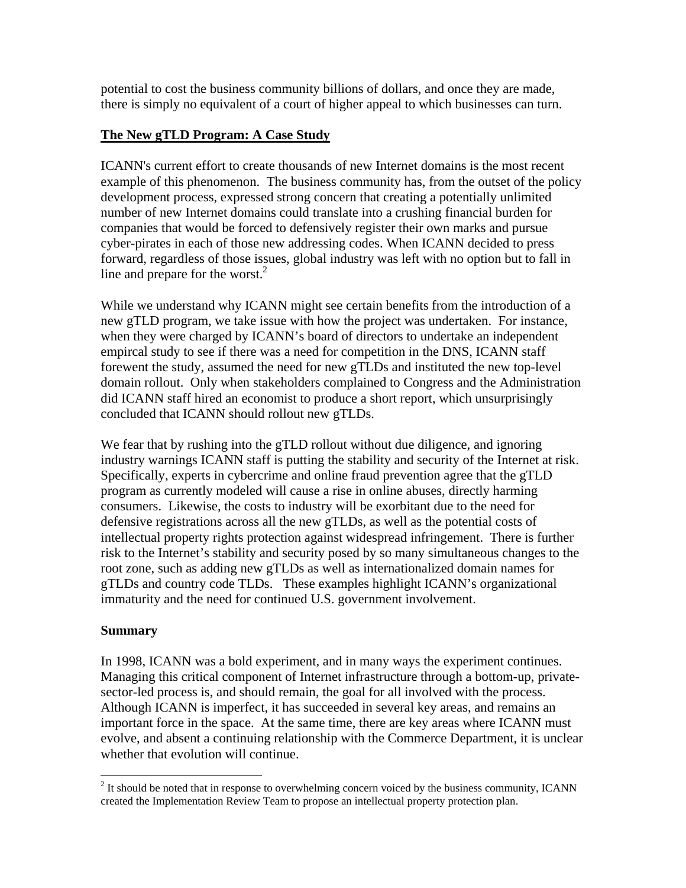potential to cost the business community billions of dollars, and once they are made, there is simply no equivalent of a court of higher appeal to which businesses can turn.

## **The New gTLD Program: A Case Study**

ICANN's current effort to create thousands of new Internet domains is the most recent example of this phenomenon. The business community has, from the outset of the policy development process, expressed strong concern that creating a potentially unlimited number of new Internet domains could translate into a crushing financial burden for companies that would be forced to defensively register their own marks and pursue cyber-pirates in each of those new addressing codes. When ICANN decided to press forward, regardless of those issues, global industry was left with no option but to fall in line and prepare for the worst.[2]

While we understand why ICANN might see certain benefits from the introduction of a new gTLD program, we take issue with how the project was undertaken. For instance, when they were charged by ICANN's board of directors to undertake an independent empircal study to see if there was a need for competition in the DNS, ICANN staff forewent the study, assumed the need for new gTLDs and instituted the new top-level domain rollout. Only when stakeholders complained to Congress and the Administration did ICANN staff hired an economist to produce a short report, which unsurprisingly concluded that ICANN should rollout new gTLDs.

We fear that by rushing into the gTLD rollout without due diligence, and ignoring industry warnings ICANN staff is putting the stability and security of the Internet at risk. Specifically, experts in cybercrime and online fraud prevention agree that the gTLD program as currently modeled will cause a rise in online abuses, directly harming consumers. Likewise, the costs to industry will be exorbitant due to the need for defensive registrations across all the new gTLDs, as well as the potential costs of intellectual property rights protection against widespread infringement. There is further risk to the Internet's stability and security posed by so many simultaneous changes to the root zone, such as adding new gTLDs as well as internationalized domain names for gTLDs and country code TLDs. These examples highlight ICANN's organizational immaturity and the need for continued U.S. government involvement.

## **Summary**

In 1998, ICANN was a bold experiment, and in many ways the experiment continues. Managing this critical component of Internet infrastructure through a bottom-up, private-sector-led process is, and should remain, the goal for all involved with the process. Although ICANN is imperfect, it has succeeded in several key areas, and remains an important force in the space. At the same time, there are key areas where ICANN must evolve, and absent a continuing relationship with the Commerce Department, it is unclear whether that evolution will continue.

---

[2] It should be noted that in response to overwhelming concern voiced by the business community, ICANN created the Implementation Review Team to propose an intellectual property protection plan.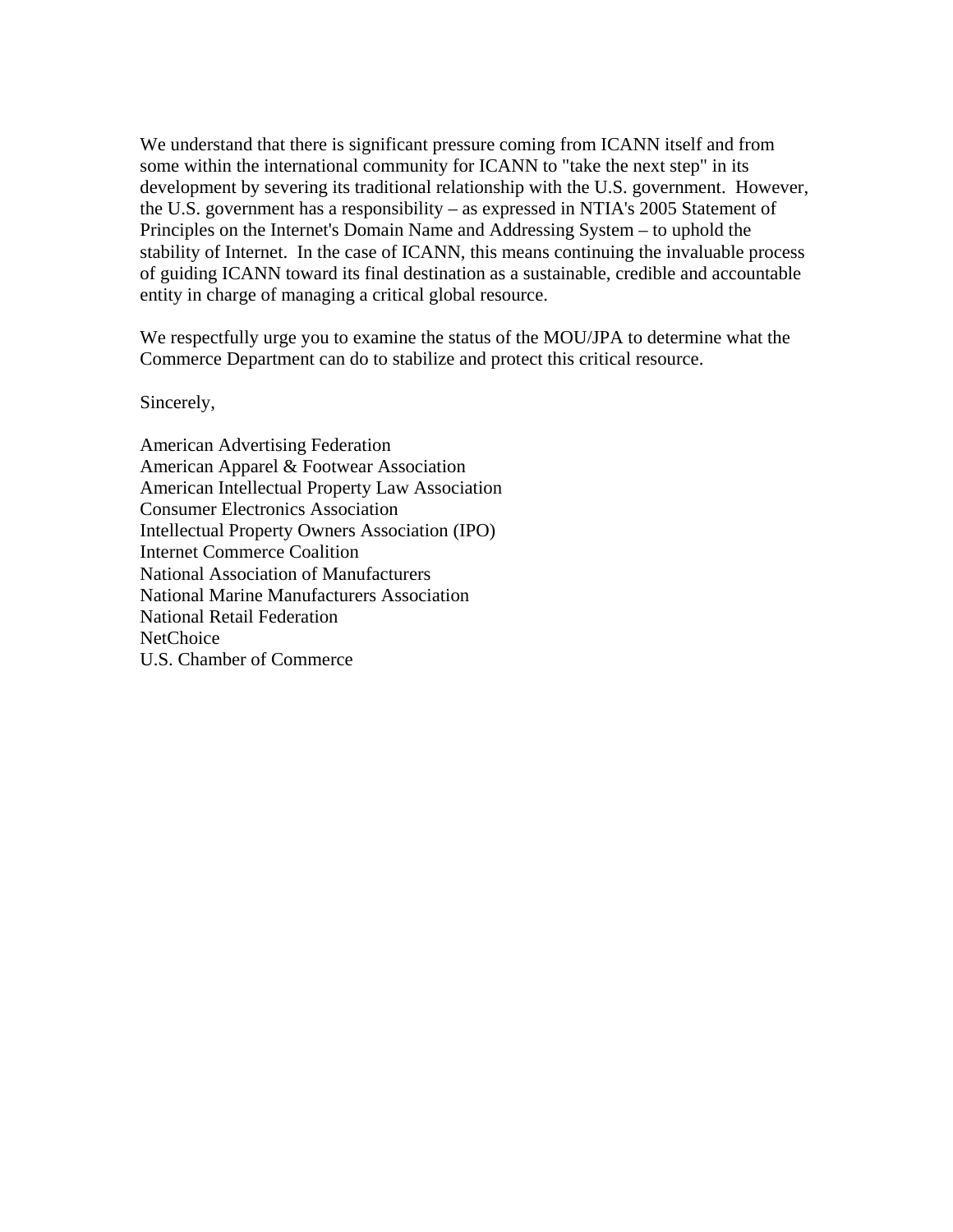We understand that there is significant pressure coming from ICANN itself and from some within the international community for ICANN to "take the next step" in its development by severing its traditional relationship with the U.S. government. However, the U.S. government has a responsibility – as expressed in NTIA's 2005 Statement of Principles on the Internet's Domain Name and Addressing System – to uphold the stability of Internet. In the case of ICANN, this means continuing the invaluable process of guiding ICANN toward its final destination as a sustainable, credible and accountable entity in charge of managing a critical global resource.

We respectfully urge you to examine the status of the MOU/JPA to determine what the Commerce Department can do to stabilize and protect this critical resource.

Sincerely,

American Advertising Federation
American Apparel & Footwear Association
American Intellectual Property Law Association
Consumer Electronics Association
Intellectual Property Owners Association (IPO)
Internet Commerce Coalition
National Association of Manufacturers
National Marine Manufacturers Association
National Retail Federation
NetChoice
U.S. Chamber of Commerce